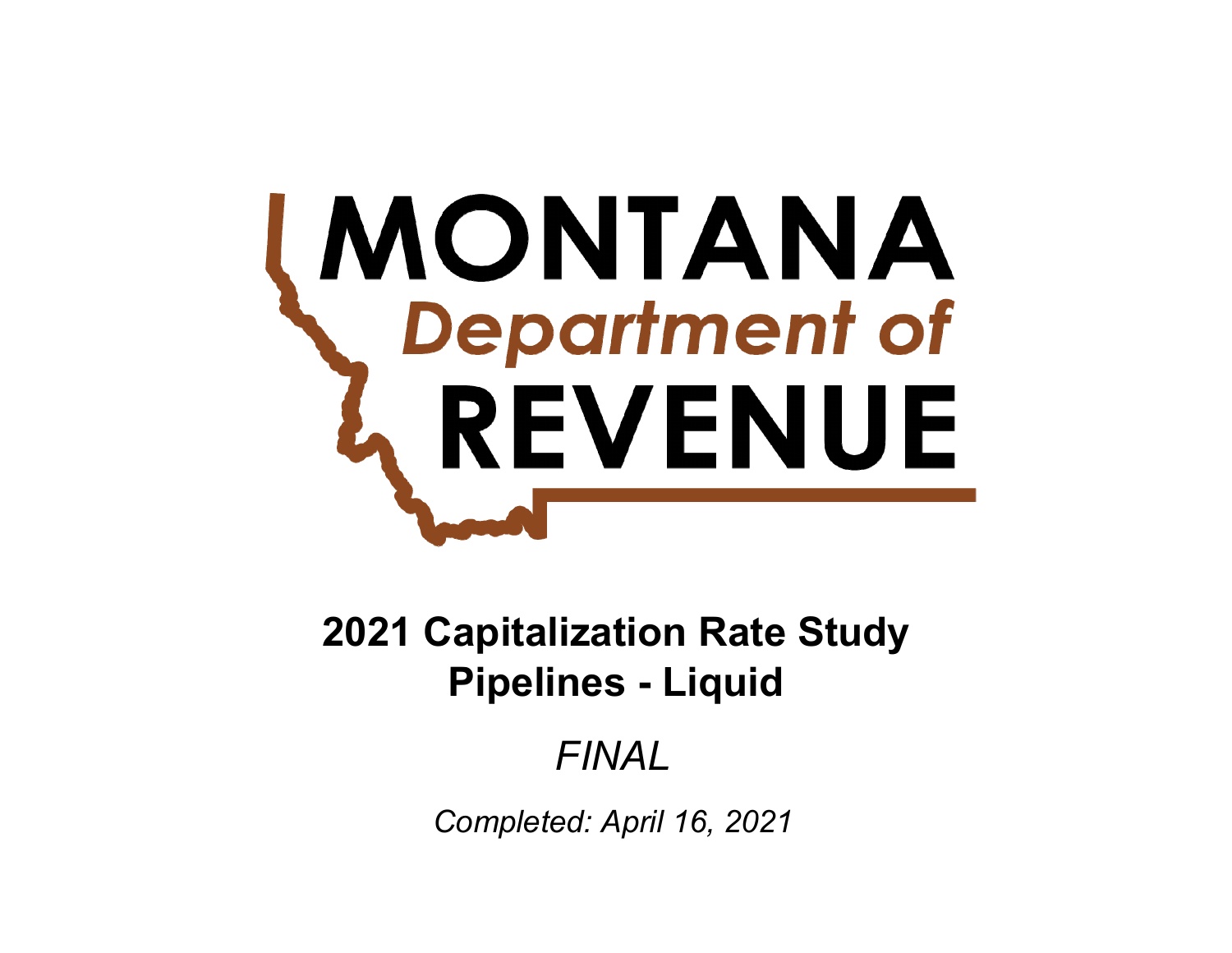# MONTANA Department of REVENUE

## 2021 Capitalization Rate Study
## Pipelines - Liquid

*FINAL*

*Completed: April 16, 2021*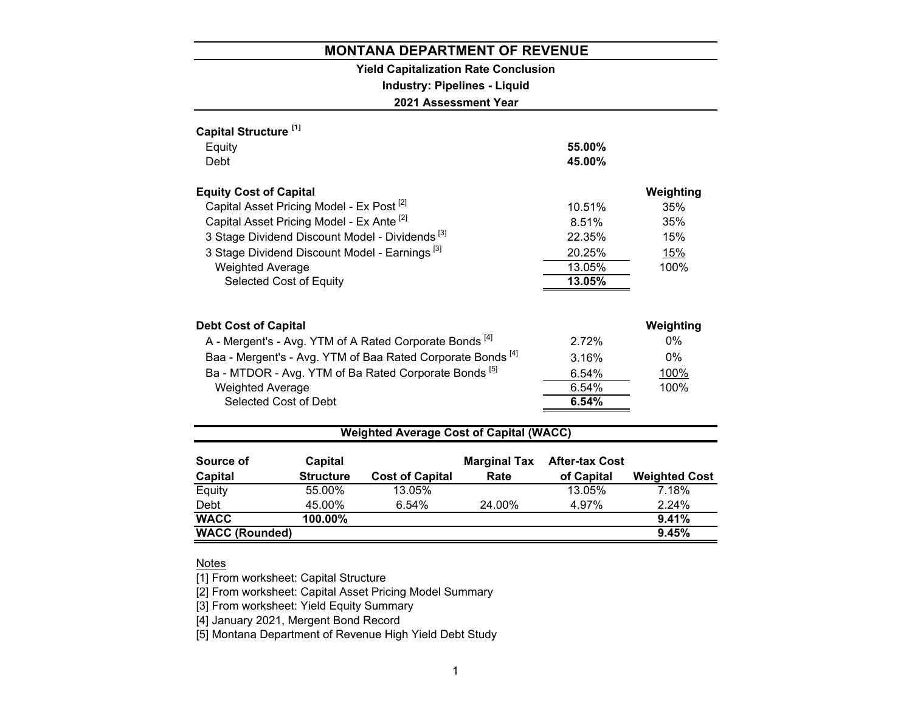# MONTANA DEPARTMENT OF REVENUE

**Yield Capitalization Rate Conclusion**

**Industry: Pipelines - Liquid**

**2021 Assessment Year**

| **Capital Structure** [1] | | |
|---|---|---|
| Equity | **55.00%** | |
| Debt | **45.00%** | |

| **Equity Cost of Capital** | | **Weighting** |
|---|---|---|
| Capital Asset Pricing Model - Ex Post [2] | 10.51% | 35% |
| Capital Asset Pricing Model - Ex Ante [2] | 8.51% | 35% |
| 3 Stage Dividend Discount Model - Dividends [3] | 22.35% | 15% |
| 3 Stage Dividend Discount Model - Earnings [3] | 20.25% | 15% |
| Weighted Average | 13.05% | 100% |
| Selected Cost of Equity | **13.05%** | |

| **Debt Cost of Capital** | | **Weighting** |
|---|---|---|
| A - Mergent's - Avg. YTM of A Rated Corporate Bonds [4] | 2.72% | 0% |
| Baa - Mergent's - Avg. YTM of Baa Rated Corporate Bonds [4] | 3.16% | 0% |
| Ba - MTDOR - Avg. YTM of Ba Rated Corporate Bonds [5] | 6.54% | 100% |
| Weighted Average | 6.54% | 100% |
| Selected Cost of Debt | **6.54%** | |

**Weighted Average Cost of Capital (WACC)**

| Source of Capital | Capital Structure | Cost of Capital | Marginal Tax Rate | After-tax Cost of Capital | Weighted Cost |
|---|---|---|---|---|---|
| Equity | 55.00% | 13.05% | | 13.05% | 7.18% |
| Debt | 45.00% | 6.54% | 24.00% | 4.97% | 2.24% |
| **WACC** | **100.00%** | | | | **9.41%** |
| **WACC (Rounded)** | | | | | **9.45%** |

Notes

[1] From worksheet: Capital Structure

[2] From worksheet: Capital Asset Pricing Model Summary

[3] From worksheet: Yield Equity Summary

[4] January 2021, Mergent Bond Record

[5] Montana Department of Revenue High Yield Debt Study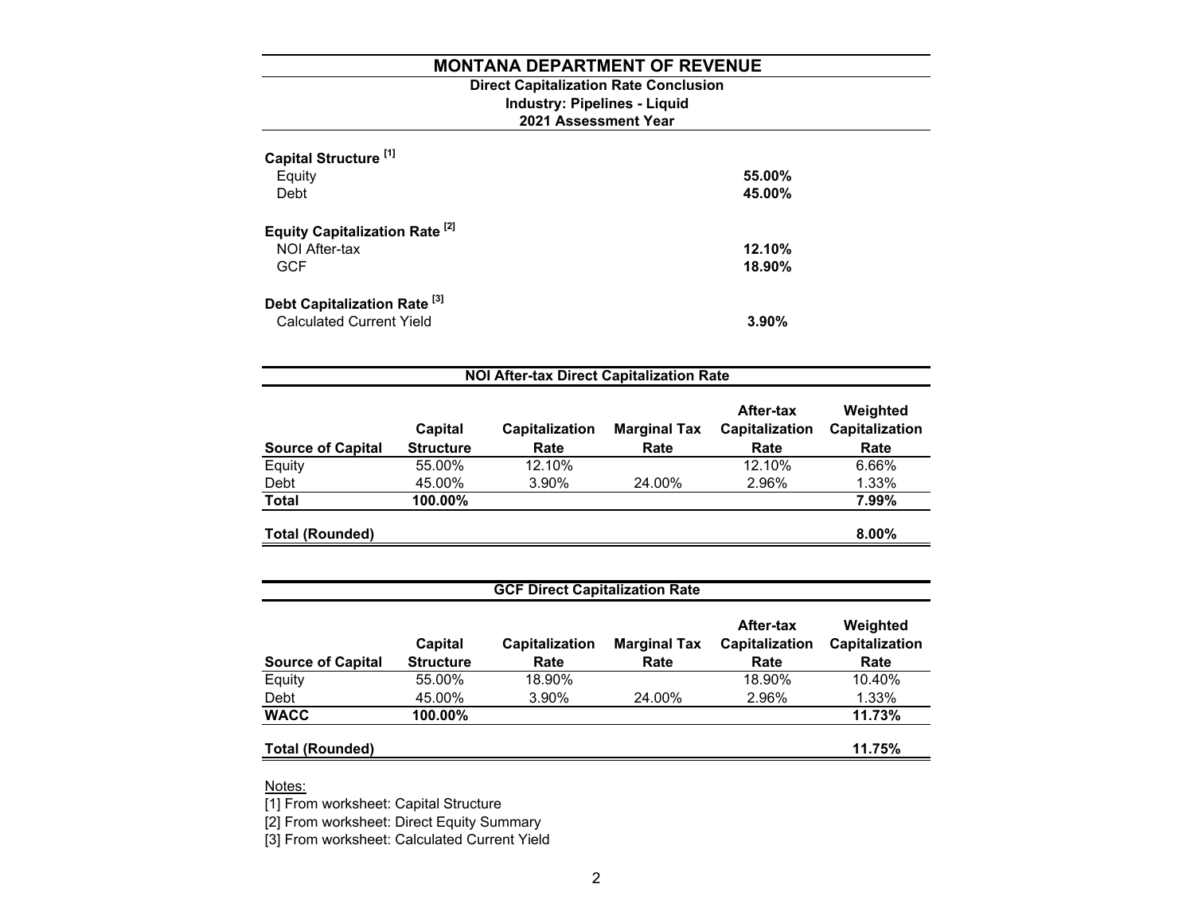# MONTANA DEPARTMENT OF REVENUE

**Direct Capitalization Rate Conclusion**
**Industry: Pipelines - Liquid**
**2021 Assessment Year**

| | |
|---|---|
| **Capital Structure [1]** | |
| Equity | **55.00%** |
| Debt | **45.00%** |
| **Equity Capitalization Rate [2]** | |
| NOI After-tax | **12.10%** |
| GCF | **18.90%** |
| **Debt Capitalization Rate [3]** | |
| Calculated Current Yield | **3.90%** |

**NOI After-tax Direct Capitalization Rate**

| Source of Capital | Capital Structure | Capitalization Rate | Marginal Tax Rate | After-tax Capitalization Rate | Weighted Capitalization Rate |
|---|---|---|---|---|---|
| Equity | 55.00% | 12.10% | | 12.10% | 6.66% |
| Debt | 45.00% | 3.90% | 24.00% | 2.96% | 1.33% |
| **Total** | **100.00%** | | | | **7.99%** |
| **Total (Rounded)** | | | | | **8.00%** |

**GCF Direct Capitalization Rate**

| Source of Capital | Capital Structure | Capitalization Rate | Marginal Tax Rate | After-tax Capitalization Rate | Weighted Capitalization Rate |
|---|---|---|---|---|---|
| Equity | 55.00% | 18.90% | | 18.90% | 10.40% |
| Debt | 45.00% | 3.90% | 24.00% | 2.96% | 1.33% |
| **WACC** | **100.00%** | | | | **11.73%** |
| **Total (Rounded)** | | | | | **11.75%** |

Notes:

[1] From worksheet: Capital Structure

[2] From worksheet: Direct Equity Summary

[3] From worksheet: Calculated Current Yield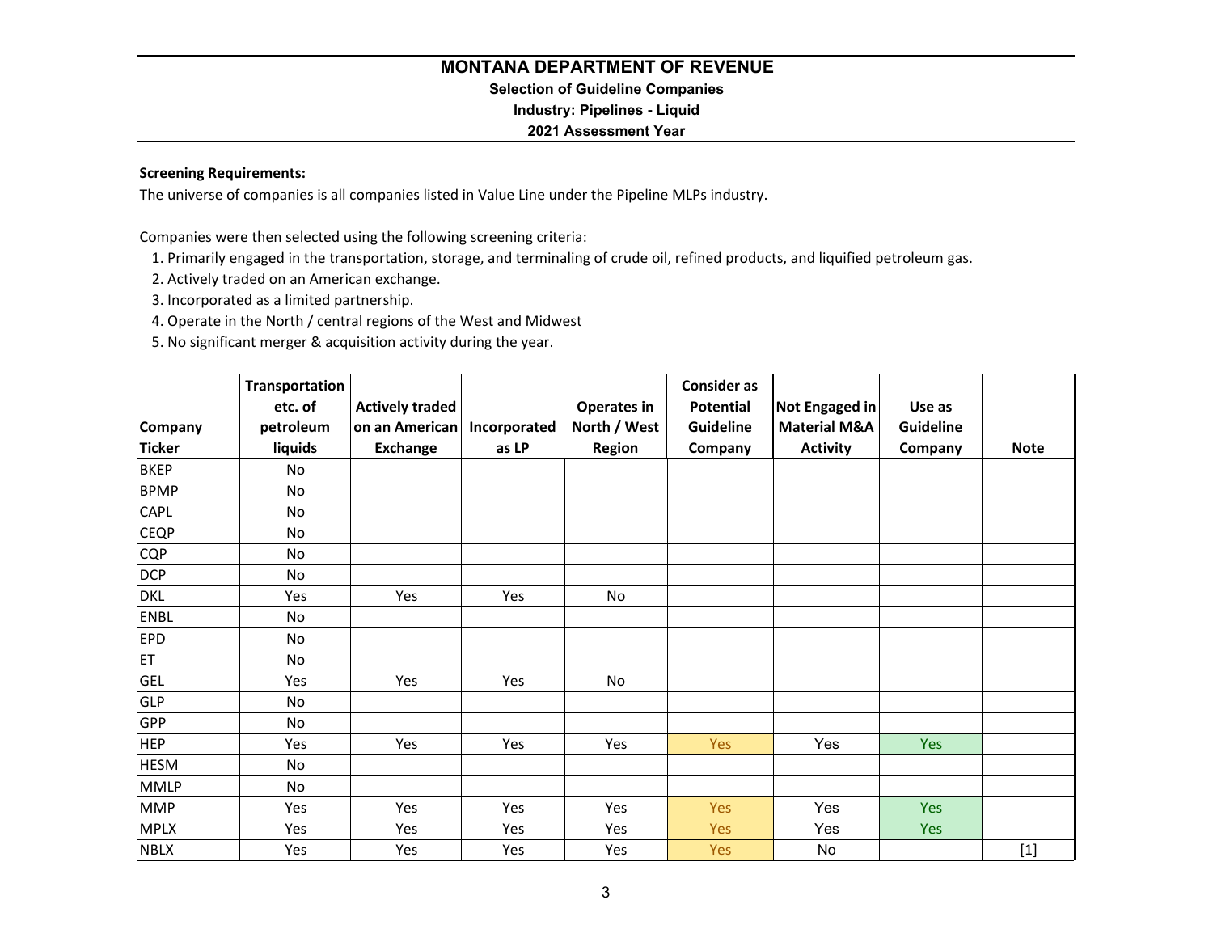# MONTANA DEPARTMENT OF REVENUE

**Selection of Guideline Companies**

**Industry: Pipelines - Liquid**

**2021 Assessment Year**

**Screening Requirements:**

The universe of companies is all companies listed in Value Line under the Pipeline MLPs industry.

Companies were then selected using the following screening criteria:

1. Primarily engaged in the transportation, storage, and terminaling of crude oil, refined products, and liquified petroleum gas.
2. Actively traded on an American exchange.
3. Incorporated as a limited partnership.
4. Operate in the North / central regions of the West and Midwest
5. No significant merger & acquisition activity during the year.

| Company Ticker | Transportation etc. of petroleum liquids | Actively traded on an American Exchange | Incorporated as LP | Operates in North / West Region | Consider as Potential Guideline Company | Not Engaged in Material M&A Activity | Use as Guideline Company | Note |
|---|---|---|---|---|---|---|---|---|
| BKEP | No | | | | | | | |
| BPMP | No | | | | | | | |
| CAPL | No | | | | | | | |
| CEQP | No | | | | | | | |
| CQP | No | | | | | | | |
| DCP | No | | | | | | | |
| DKL | Yes | Yes | Yes | No | | | | |
| ENBL | No | | | | | | | |
| EPD | No | | | | | | | |
| ET | No | | | | | | | |
| GEL | Yes | Yes | Yes | No | | | | |
| GLP | No | | | | | | | |
| GPP | No | | | | | | | |
| HEP | Yes | Yes | Yes | Yes | Yes | Yes | Yes | |
| HESM | No | | | | | | | |
| MMLP | No | | | | | | | |
| MMP | Yes | Yes | Yes | Yes | Yes | Yes | Yes | |
| MPLX | Yes | Yes | Yes | Yes | Yes | Yes | Yes | |
| NBLX | Yes | Yes | Yes | Yes | Yes | No | | [1] |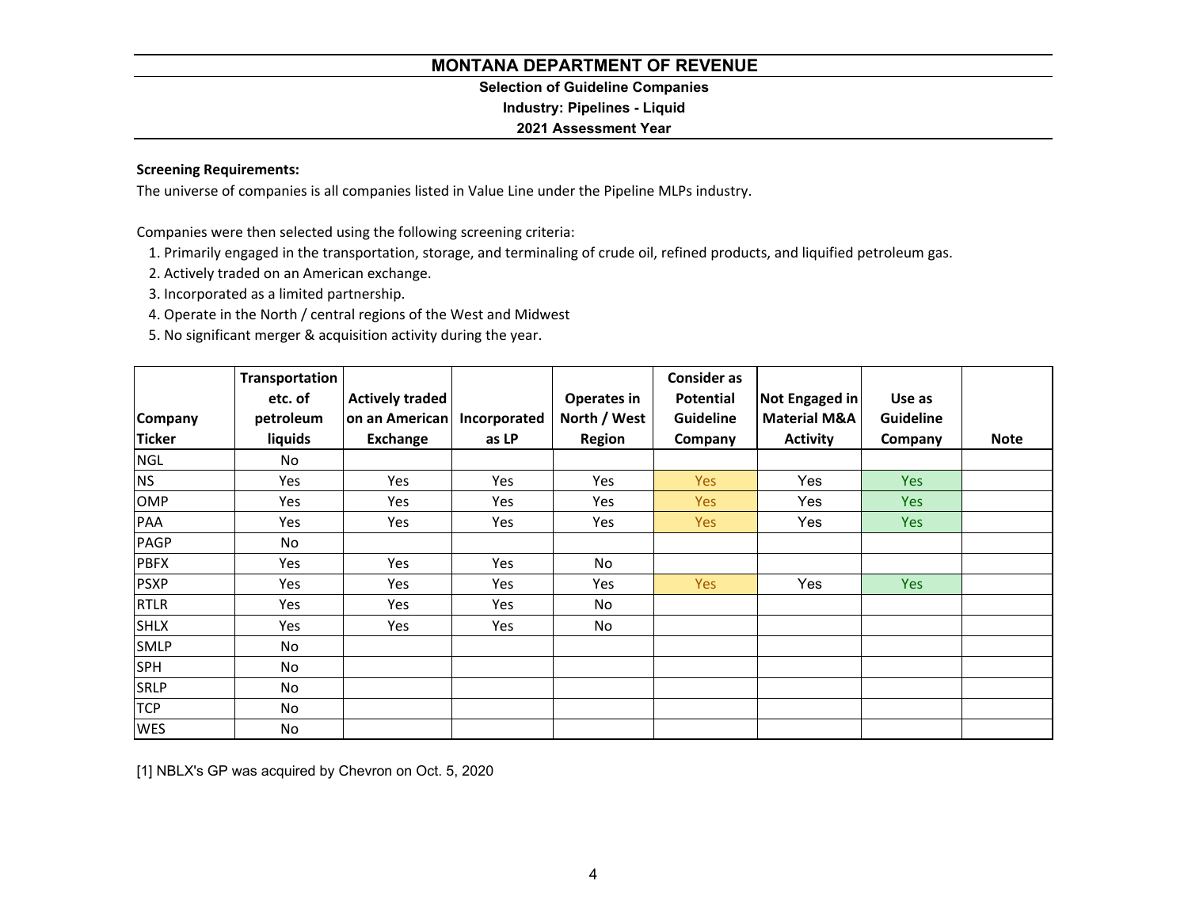# MONTANA DEPARTMENT OF REVENUE

## Selection of Guideline Companies

### Industry: Pipelines - Liquid

### 2021 Assessment Year

**Screening Requirements:**

The universe of companies is all companies listed in Value Line under the Pipeline MLPs industry.

Companies were then selected using the following screening criteria:

1. Primarily engaged in the transportation, storage, and terminaling of crude oil, refined products, and liquified petroleum gas.
2. Actively traded on an American exchange.
3. Incorporated as a limited partnership.
4. Operate in the North / central regions of the West and Midwest
5. No significant merger & acquisition activity during the year.

| Company Ticker | Transportation etc. of petroleum liquids | Actively traded on an American Exchange | Incorporated as LP | Operates in North / West Region | Consider as Potential Guideline Company | Not Engaged in Material M&A Activity | Use as Guideline Company | Note |
|---|---|---|---|---|---|---|---|---|
| NGL | No | | | | | | | |
| NS | Yes | Yes | Yes | Yes | Yes | Yes | Yes | |
| OMP | Yes | Yes | Yes | Yes | Yes | Yes | Yes | |
| PAA | Yes | Yes | Yes | Yes | Yes | Yes | Yes | |
| PAGP | No | | | | | | | |
| PBFX | Yes | Yes | Yes | No | | | | |
| PSXP | Yes | Yes | Yes | Yes | Yes | Yes | Yes | |
| RTLR | Yes | Yes | Yes | No | | | | |
| SHLX | Yes | Yes | Yes | No | | | | |
| SMLP | No | | | | | | | |
| SPH | No | | | | | | | |
| SRLP | No | | | | | | | |
| TCP | No | | | | | | | |
| WES | No | | | | | | | |

[1] NBLX's GP was acquired by Chevron on Oct. 5, 2020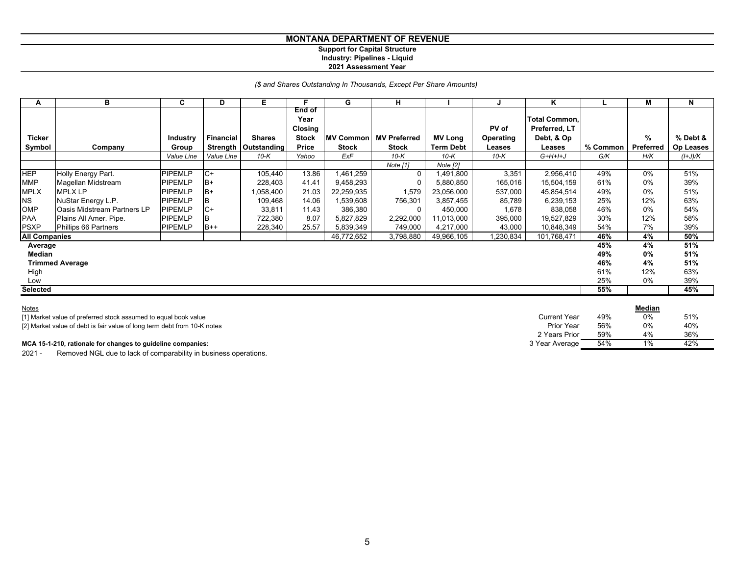# MONTANA DEPARTMENT OF REVENUE

**Support for Capital Structure**
**Industry: Pipelines - Liquid**
**2021 Assessment Year**

*($ and Shares Outstanding In Thousands, Except Per Share Amounts)*

| A | B | C | D | E | F | G | H | I | J | K | L | M | N |
|---|---|---|---|---|---|---|---|---|---|---|---|---|---|
| Ticker Symbol | Company | Industry Group | Financial Strength | Shares Outstanding | End of Year Closing Stock Price | MV Common Stock | MV Preferred Stock | MV Long Term Debt | PV of Operating Leases | Total Common, Preferred, LT Debt, & Op Leases | % Common | % Preferred | % Debt & Op Leases |
| | | *Value Line* | *Value Line* | *10-K* | *Yahoo* | *ExF* | *10-K* | *10-K* | *10-K* | *G+H+I+J* | *G/K* | *H/K* | *(I+J)/K* |
| | | | | | | | *Note [1]* | *Note [2]* | | | | | |
| HEP | Holly Energy Part. | PIPEMLP | C+ | 105,440 | 13.86 | 1,461,259 | 0 | 1,491,800 | 3,351 | 2,956,410 | 49% | 0% | 51% |
| MMP | Magellan Midstream | PIPEMLP | B+ | 228,403 | 41.41 | 9,458,293 | 0 | 5,880,850 | 165,016 | 15,504,159 | 61% | 0% | 39% |
| MPLX | MPLX LP | PIPEMLP | B+ | 1,058,400 | 21.03 | 22,259,935 | 1,579 | 23,056,000 | 537,000 | 45,854,514 | 49% | 0% | 51% |
| NS | NuStar Energy L.P. | PIPEMLP | B | 109,468 | 14.06 | 1,539,608 | 756,301 | 3,857,455 | 85,789 | 6,239,153 | 25% | 12% | 63% |
| OMP | Oasis Midstream Partners LP | PIPEMLP | C+ | 33,811 | 11.43 | 386,380 | 0 | 450,000 | 1,678 | 838,058 | 46% | 0% | 54% |
| PAA | Plains All Amer. Pipe. | PIPEMLP | B | 722,380 | 8.07 | 5,827,829 | 2,292,000 | 11,013,000 | 395,000 | 19,527,829 | 30% | 12% | 58% |
| PSXP | Phillips 66 Partners | PIPEMLP | B++ | 228,340 | 25.57 | 5,839,349 | 749,000 | 4,217,000 | 43,000 | 10,848,349 | 54% | 7% | 39% |
| **All Companies** | | | | | | 46,772,652 | 3,798,880 | 49,966,105 | 1,230,834 | 101,768,471 | **46%** | **4%** | **50%** |
| **Average** | | | | | | | | | | | **45%** | **4%** | **51%** |
| **Median** | | | | | | | | | | | **49%** | **0%** | **51%** |
| **Trimmed Average** | | | | | | | | | | | **46%** | **4%** | **51%** |
| High | | | | | | | | | | | 61% | 12% | 63% |
| Low | | | | | | | | | | | 25% | 0% | 39% |
| **Selected** | | | | | | | | | | | **55%** | | **45%** |

| Median | % Common | % Preferred | % Debt & Op Leases |
|---|---|---|---|
| Current Year | 49% | 0% | 51% |
| Prior Year | 56% | 0% | 40% |
| 2 Years Prior | 59% | 4% | 36% |
| 3 Year Average | 54% | 1% | 42% |

Notes

[1] Market value of preferred stock assumed to equal book value

[2] Market value of debt is fair value of long term debt from 10-K notes

**MCA 15-1-210, rationale for changes to guideline companies:**

2021 - Removed NGL due to lack of comparability in business operations.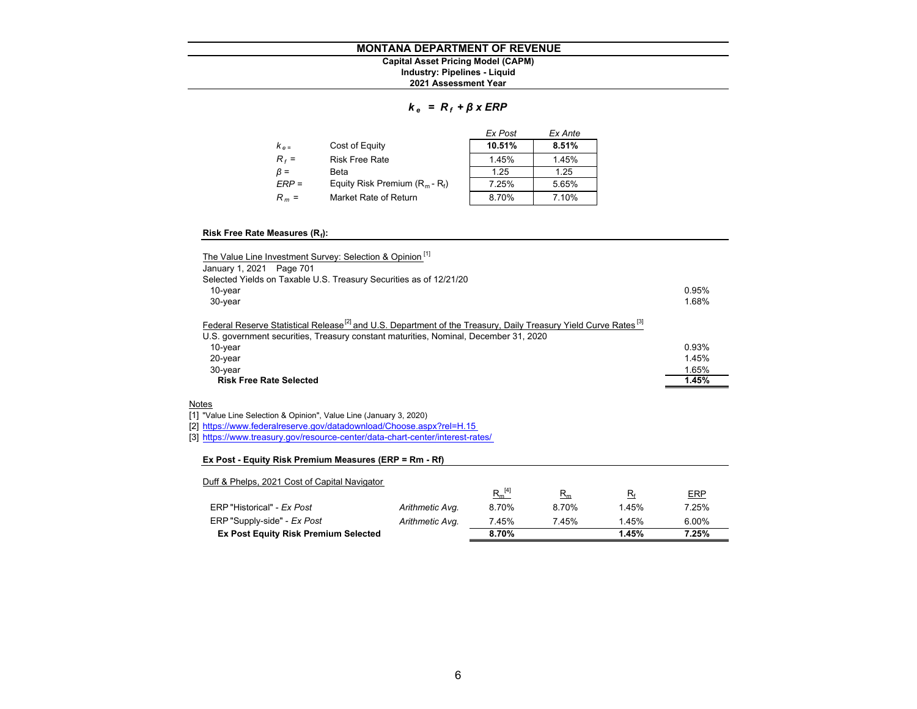# MONTANA DEPARTMENT OF REVENUE

**Capital Asset Pricing Model (CAPM)**
**Industry: Pipelines - Liquid**
**2021 Assessment Year**

$$k_e = R_f + \beta \times ERP$$

| | | *Ex Post* | *Ex Ante* |
|---|---|---|---|
| $k_e$ = | Cost of Equity | **10.51%** | **8.51%** |
| $R_f$ = | Risk Free Rate | 1.45% | 1.45% |
| $\beta$ = | Beta | 1.25 | 1.25 |
| $ERP$ = | Equity Risk Premium ($R_m$ - $R_f$) | 7.25% | 5.65% |
| $R_m$ = | Market Rate of Return | 8.70% | 7.10% |

### Risk Free Rate Measures ($R_f$):

| | |
|---|---|
| The Value Line Investment Survey: Selection & Opinion [1] | |
| January 1, 2021 Page 701 | |
| Selected Yields on Taxable U.S. Treasury Securities as of 12/21/20 | |
| 10-year | 0.95% |
| 30-year | 1.68% |
| | |
| Federal Reserve Statistical Release [2] and U.S. Department of the Treasury, Daily Treasury Yield Curve Rates [3] | |
| U.S. government securities, Treasury constant maturities, Nominal, December 31, 2020 | |
| 10-year | 0.93% |
| 20-year | 1.45% |
| 30-year | 1.65% |
| **Risk Free Rate Selected** | **1.45%** |

Notes

[1] "Value Line Selection & Opinion", Value Line (January 3, 2020)

[2] https://www.federalreserve.gov/datadownload/Choose.aspx?rel=H.15

[3] https://www.treasury.gov/resource-center/data-chart-center/interest-rates/

### Ex Post - Equity Risk Premium Measures (ERP = Rm - Rf)

Duff & Phelps, 2021 Cost of Capital Navigator

| | | $R_m$ [4] | $R_m$ | $R_f$ | ERP |
|---|---|---|---|---|---|
| ERP "Historical" - *Ex Post* | *Arithmetic Avg.* | 8.70% | 8.70% | 1.45% | 7.25% |
| ERP "Supply-side" - *Ex Post* | *Arithmetic Avg.* | 7.45% | 7.45% | 1.45% | 6.00% |
| **Ex Post Equity Risk Premium Selected** | | **8.70%** | | **1.45%** | **7.25%** |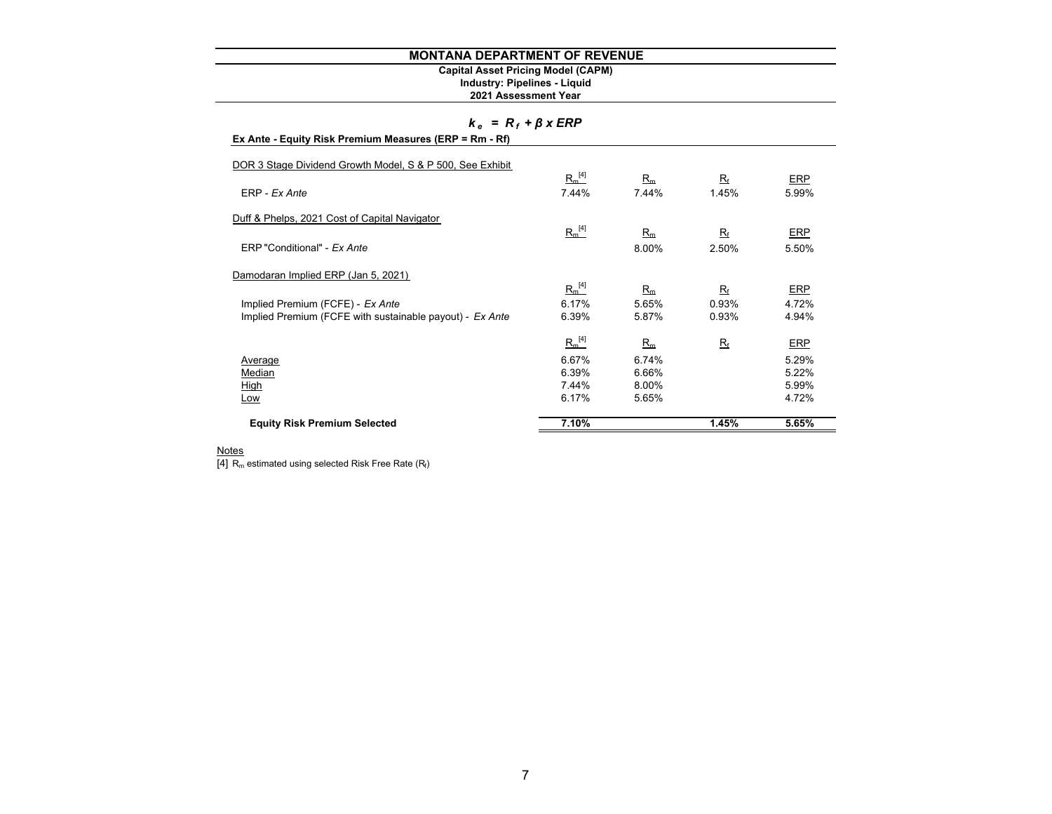# MONTANA DEPARTMENT OF REVENUE

**Capital Asset Pricing Model (CAPM)**
**Industry: Pipelines - Liquid**
**2021 Assessment Year**

$$k_e = R_f + \beta \times ERP$$

**Ex Ante - Equity Risk Premium Measures (ERP = Rm - Rf)**

| | $R_m$ [4] | $R_m$ | $R_f$ | ERP |
|---|---|---|---|---|
| DOR 3 Stage Dividend Growth Model, S & P 500, See Exhibit | | | | |
| ERP - *Ex Ante* | 7.44% | 7.44% | 1.45% | 5.99% |
| Duff & Phelps, 2021 Cost of Capital Navigator | | | | |
| ERP "Conditional" - *Ex Ante* | | 8.00% | 2.50% | 5.50% |
| Damodaran Implied ERP (Jan 5, 2021) | | | | |
| Implied Premium (FCFE) - *Ex Ante* | 6.17% | 5.65% | 0.93% | 4.72% |
| Implied Premium (FCFE with sustainable payout) - *Ex Ante* | 6.39% | 5.87% | 0.93% | 4.94% |
| Average | 6.67% | 6.74% | | 5.29% |
| Median | 6.39% | 6.66% | | 5.22% |
| High | 7.44% | 8.00% | | 5.99% |
| Low | 6.17% | 5.65% | | 4.72% |
| **Equity Risk Premium Selected** | **7.10%** | | **1.45%** | **5.65%** |

Notes

[4] $R_m$ estimated using selected Risk Free Rate ($R_f$)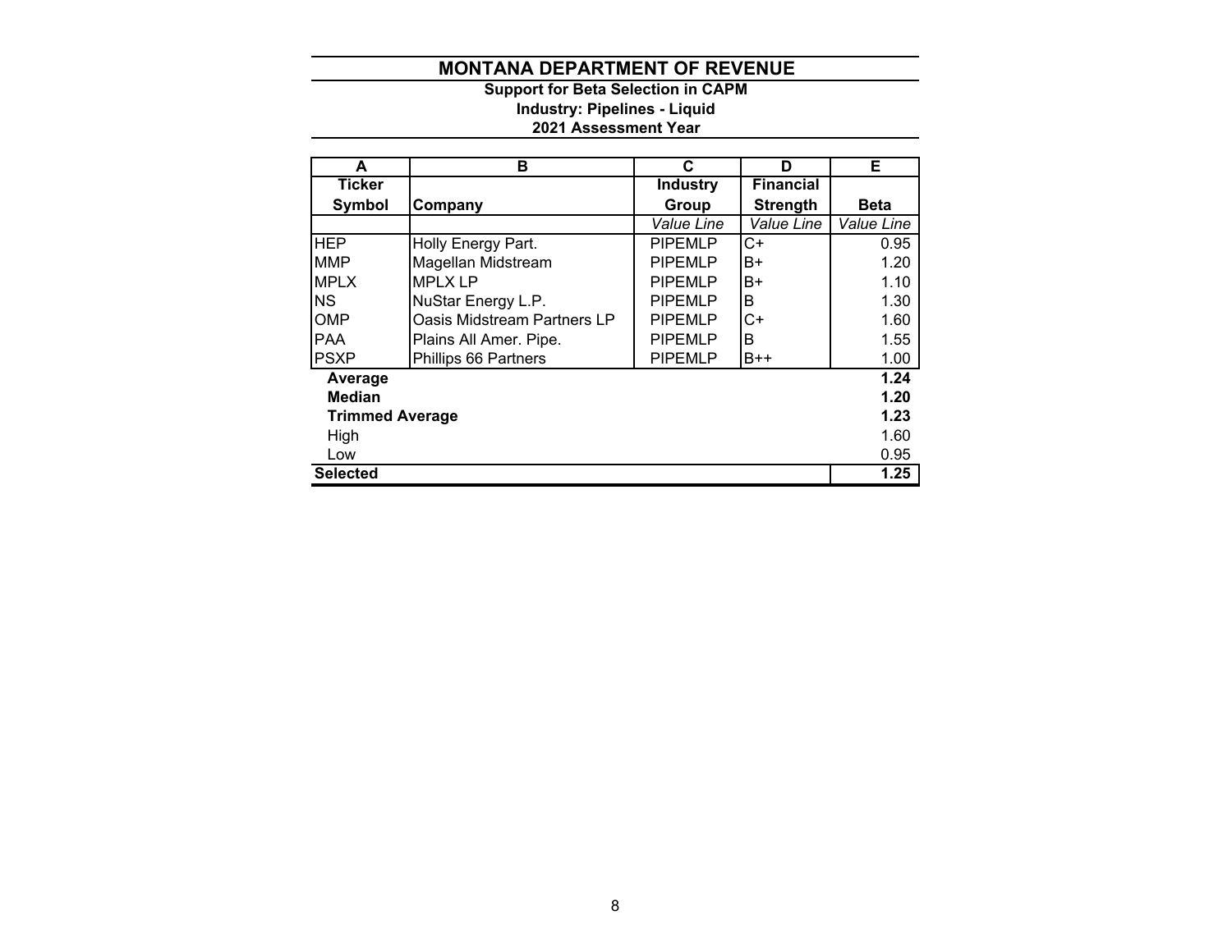# MONTANA DEPARTMENT OF REVENUE

### Support for Beta Selection in CAPM
### Industry: Pipelines - Liquid
### 2021 Assessment Year

| A | B | C | D | E |
|---|---|---|---|---|
| **Ticker Symbol** | **Company** | **Industry Group** | **Financial Strength** | **Beta** |
| | | *Value Line* | *Value Line* | *Value Line* |
| HEP | Holly Energy Part. | PIPEMLP | C+ | 0.95 |
| MMP | Magellan Midstream | PIPEMLP | B+ | 1.20 |
| MPLX | MPLX LP | PIPEMLP | B+ | 1.10 |
| NS | NuStar Energy L.P. | PIPEMLP | B | 1.30 |
| OMP | Oasis Midstream Partners LP | PIPEMLP | C+ | 1.60 |
| PAA | Plains All Amer. Pipe. | PIPEMLP | B | 1.55 |
| PSXP | Phillips 66 Partners | PIPEMLP | B++ | 1.00 |
| **Average** | | | | **1.24** |
| **Median** | | | | **1.20** |
| **Trimmed Average** | | | | **1.23** |
| High | | | | 1.60 |
| Low | | | | 0.95 |
| **Selected** | | | | **1.25** |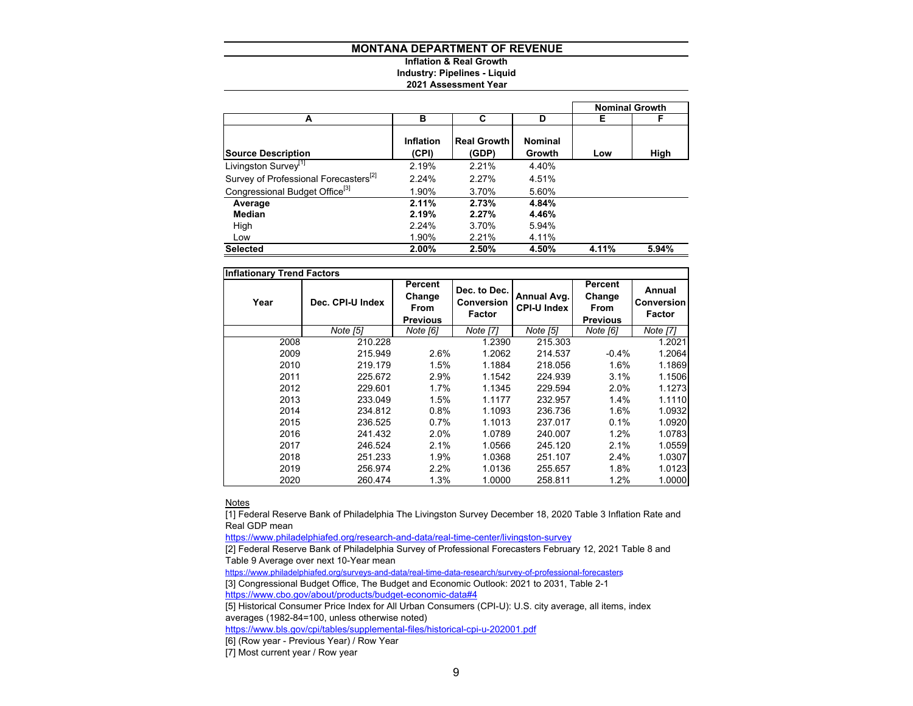# MONTANA DEPARTMENT OF REVENUE

**Inflation & Real Growth**
**Industry: Pipelines - Liquid**
**2021 Assessment Year**

| A | B | C | D | E | F |
|---|---|---|---|---|---|
| | | | | Nominal Growth | |
| **Source Description** | **Inflation (CPI)** | **Real Growth (GDP)** | **Nominal Growth** | **Low** | **High** |
| Livingston Survey[1] | 2.19% | 2.21% | 4.40% | | |
| Survey of Professional Forecasters[2] | 2.24% | 2.27% | 4.51% | | |
| Congressional Budget Office[3] | 1.90% | 3.70% | 5.60% | | |
| **Average** | **2.11%** | **2.73%** | **4.84%** | | |
| **Median** | **2.19%** | **2.27%** | **4.46%** | | |
| High | 2.24% | 3.70% | 5.94% | | |
| Low | 1.90% | 2.21% | 4.11% | | |
| **Selected** | **2.00%** | **2.50%** | **4.50%** | **4.11%** | **5.94%** |

**Inflationary Trend Factors**

| Year | Dec. CPI-U Index | Percent Change From Previous | Dec. to Dec. Conversion Factor | Annual Avg. CPI-U Index | Percent Change From Previous | Annual Conversion Factor |
|---|---|---|---|---|---|---|
| | *Note [5]* | *Note [6]* | *Note [7]* | *Note [5]* | *Note [6]* | *Note [7]* |
| 2008 | 210.228 | | 1.2390 | 215.303 | | 1.2021 |
| 2009 | 215.949 | 2.6% | 1.2062 | 214.537 | -0.4% | 1.2064 |
| 2010 | 219.179 | 1.5% | 1.1884 | 218.056 | 1.6% | 1.1869 |
| 2011 | 225.672 | 2.9% | 1.1542 | 224.939 | 3.1% | 1.1506 |
| 2012 | 229.601 | 1.7% | 1.1345 | 229.594 | 2.0% | 1.1273 |
| 2013 | 233.049 | 1.5% | 1.1177 | 232.957 | 1.4% | 1.1110 |
| 2014 | 234.812 | 0.8% | 1.1093 | 236.736 | 1.6% | 1.0932 |
| 2015 | 236.525 | 0.7% | 1.1013 | 237.017 | 0.1% | 1.0920 |
| 2016 | 241.432 | 2.0% | 1.0789 | 240.007 | 1.2% | 1.0783 |
| 2017 | 246.524 | 2.1% | 1.0566 | 245.120 | 2.1% | 1.0559 |
| 2018 | 251.233 | 1.9% | 1.0368 | 251.107 | 2.4% | 1.0307 |
| 2019 | 256.974 | 2.2% | 1.0136 | 255.657 | 1.8% | 1.0123 |
| 2020 | 260.474 | 1.3% | 1.0000 | 258.811 | 1.2% | 1.0000 |

Notes

[1] Federal Reserve Bank of Philadelphia The Livingston Survey December 18, 2020 Table 3 Inflation Rate and Real GDP mean
https://www.philadelphiafed.org/research-and-data/real-time-center/livingston-survey

[2] Federal Reserve Bank of Philadelphia Survey of Professional Forecasters February 12, 2021 Table 8 and Table 9 Average over next 10-Year mean
https://www.philadelphiafed.org/surveys-and-data/real-time-data-research/survey-of-professional-forecasters

[3] Congressional Budget Office, The Budget and Economic Outlook: 2021 to 2031, Table 2-1
https://www.cbo.gov/about/products/budget-economic-data#4

[5] Historical Consumer Price Index for All Urban Consumers (CPI-U): U.S. city average, all items, index averages (1982-84=100, unless otherwise noted)
https://www.bls.gov/cpi/tables/supplemental-files/historical-cpi-u-202001.pdf

[6] (Row year - Previous Year) / Row Year

[7] Most current year / Row year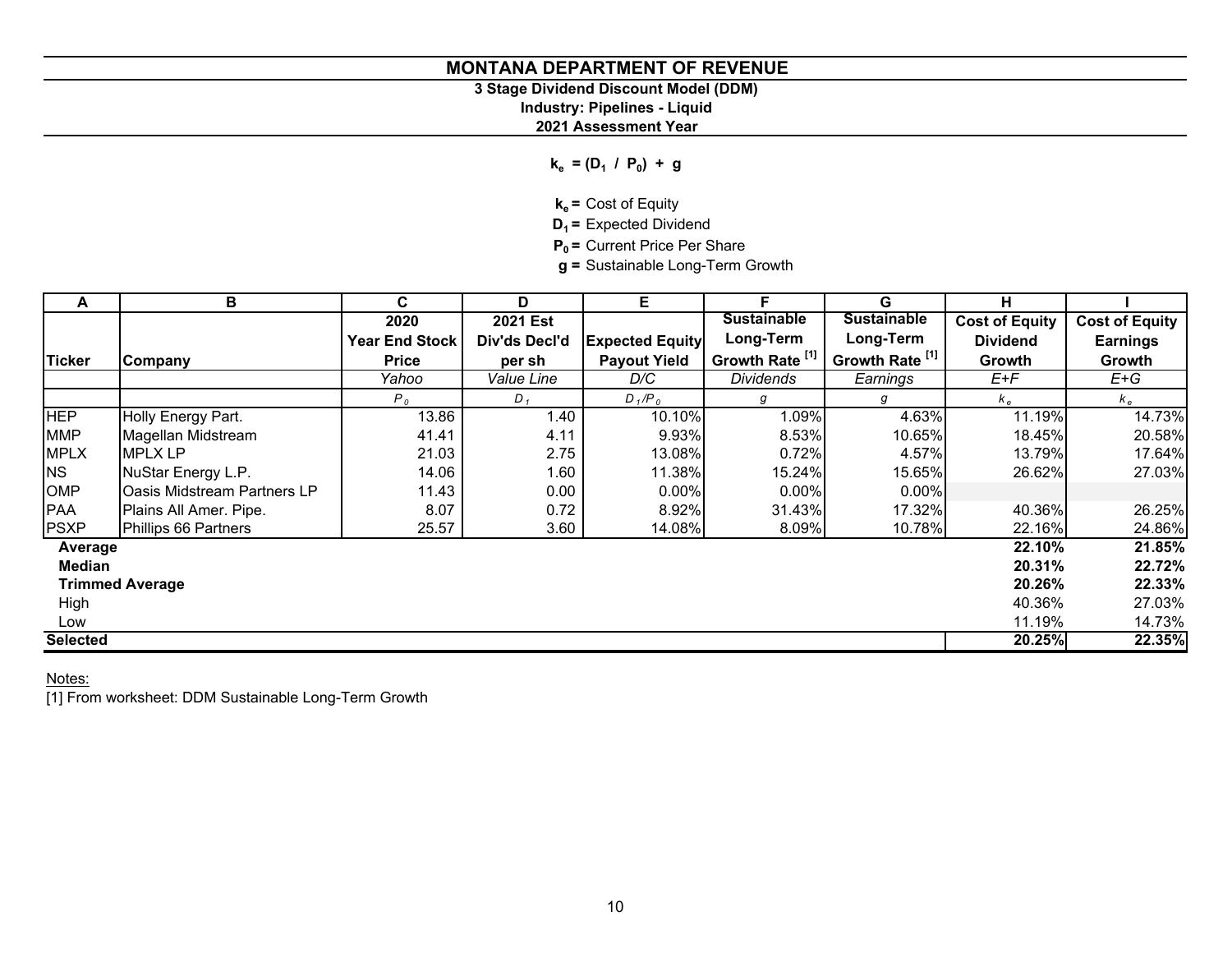# MONTANA DEPARTMENT OF REVENUE

### 3 Stage Dividend Discount Model (DDM)

### Industry: Pipelines - Liquid

### 2021 Assessment Year

$$k_e = (D_1 / P_0) + g$$

**$k_e$ =** Cost of Equity
**$D_1$ =** Expected Dividend
**$P_0$ =** Current Price Per Share
**g =** Sustainable Long-Term Growth

| A | B | C | D | E | F | G | H | I |
|---|---|---|---|---|---|---|---|---|
| Ticker | Company | 2020 Year End Stock Price | 2021 Est Div'ds Decl'd per sh | Expected Equity Payout Yield | Sustainable Long-Term Growth Rate [1] | Sustainable Long-Term Growth Rate [1] | Cost of Equity Dividend Growth | Cost of Equity Earnings Growth |
| | | *Yahoo* | *Value Line* | *D/C* | *Dividends* | *Earnings* | *E+F* | *E+G* |
| | | $P_0$ | $D_1$ | $D_1/P_0$ | $g$ | $g$ | $k_e$ | $k_e$ |
| HEP | Holly Energy Part. | 13.86 | 1.40 | 10.10% | 1.09% | 4.63% | 11.19% | 14.73% |
| MMP | Magellan Midstream | 41.41 | 4.11 | 9.93% | 8.53% | 10.65% | 18.45% | 20.58% |
| MPLX | MPLX LP | 21.03 | 2.75 | 13.08% | 0.72% | 4.57% | 13.79% | 17.64% |
| NS | NuStar Energy L.P. | 14.06 | 1.60 | 11.38% | 15.24% | 15.65% | 26.62% | 27.03% |
| OMP | Oasis Midstream Partners LP | 11.43 | 0.00 | 0.00% | 0.00% | 0.00% | | |
| PAA | Plains All Amer. Pipe. | 8.07 | 0.72 | 8.92% | 31.43% | 17.32% | 40.36% | 26.25% |
| PSXP | Phillips 66 Partners | 25.57 | 3.60 | 14.08% | 8.09% | 10.78% | 22.16% | 24.86% |
| **Average** | | | | | | | **22.10%** | **21.85%** |
| **Median** | | | | | | | **20.31%** | **22.72%** |
| **Trimmed Average** | | | | | | | **20.26%** | **22.33%** |
| High | | | | | | | 40.36% | 27.03% |
| Low | | | | | | | 11.19% | 14.73% |
| **Selected** | | | | | | | **20.25%** | **22.35%** |

Notes:
[1] From worksheet: DDM Sustainable Long-Term Growth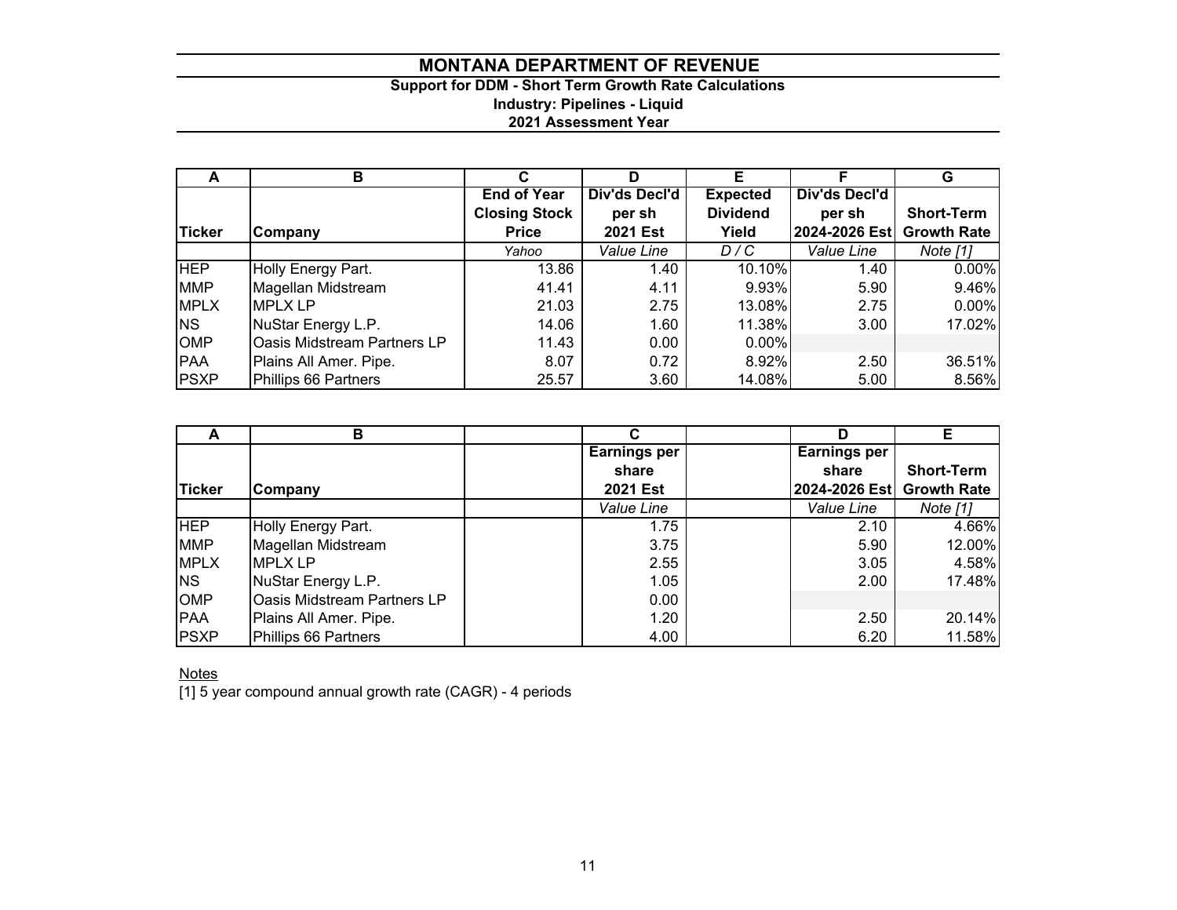# MONTANA DEPARTMENT OF REVENUE

### Support for DDM - Short Term Growth Rate Calculations
### Industry: Pipelines - Liquid
### 2021 Assessment Year

| A | B | C | D | E | F | G |
|---|---|---|---|---|---|---|
| Ticker | Company | End of Year Closing Stock Price | Div'ds Decl'd per sh 2021 Est | Expected Dividend Yield | Div'ds Decl'd per sh 2024-2026 Est | Short-Term Growth Rate |
| | | *Yahoo* | *Value Line* | *D / C* | *Value Line* | *Note [1]* |
| HEP | Holly Energy Part. | 13.86 | 1.40 | 10.10% | 1.40 | 0.00% |
| MMP | Magellan Midstream | 41.41 | 4.11 | 9.93% | 5.90 | 9.46% |
| MPLX | MPLX LP | 21.03 | 2.75 | 13.08% | 2.75 | 0.00% |
| NS | NuStar Energy L.P. | 14.06 | 1.60 | 11.38% | 3.00 | 17.02% |
| OMP | Oasis Midstream Partners LP | 11.43 | 0.00 | 0.00% | | |
| PAA | Plains All Amer. Pipe. | 8.07 | 0.72 | 8.92% | 2.50 | 36.51% |
| PSXP | Phillips 66 Partners | 25.57 | 3.60 | 14.08% | 5.00 | 8.56% |

| A | B | C | D | E |
|---|---|---|---|---|
| Ticker | Company | Earnings per share 2021 Est | Earnings per share 2024-2026 Est | Short-Term Growth Rate |
| | | *Value Line* | *Value Line* | *Note [1]* |
| HEP | Holly Energy Part. | 1.75 | 2.10 | 4.66% |
| MMP | Magellan Midstream | 3.75 | 5.90 | 12.00% |
| MPLX | MPLX LP | 2.55 | 3.05 | 4.58% |
| NS | NuStar Energy L.P. | 1.05 | 2.00 | 17.48% |
| OMP | Oasis Midstream Partners LP | 0.00 | | |
| PAA | Plains All Amer. Pipe. | 1.20 | 2.50 | 20.14% |
| PSXP | Phillips 66 Partners | 4.00 | 6.20 | 11.58% |

Notes

[1] 5 year compound annual growth rate (CAGR) - 4 periods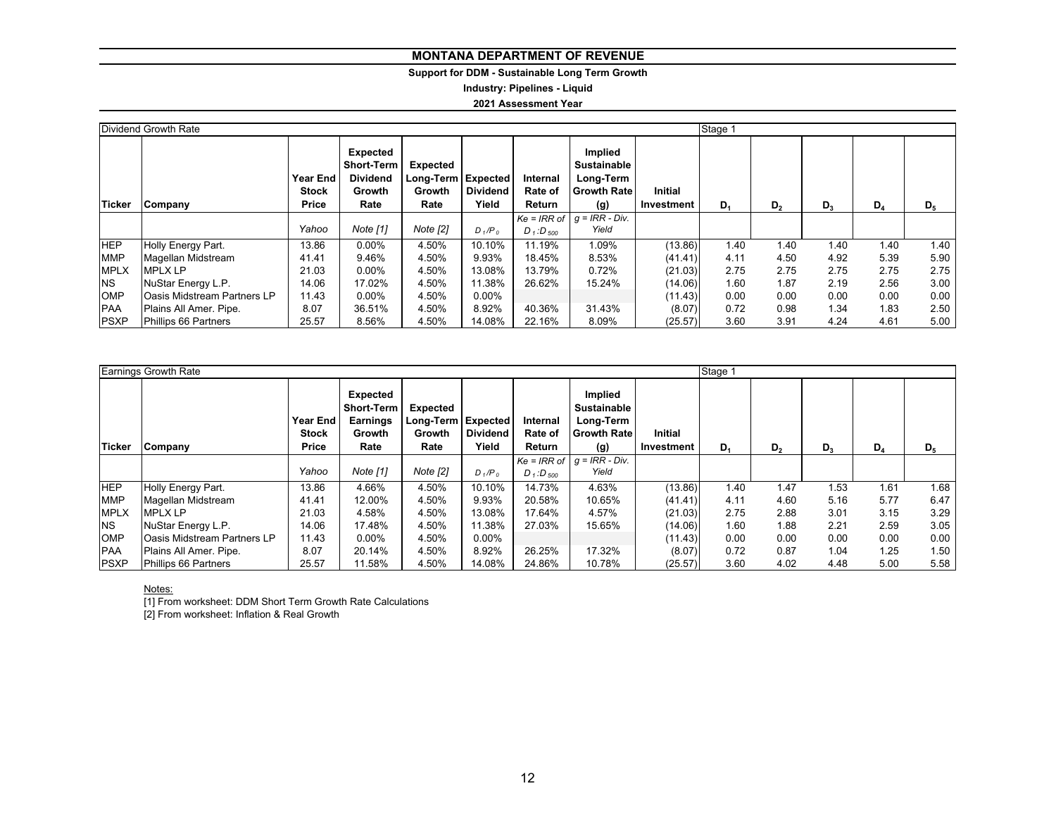# MONTANA DEPARTMENT OF REVENUE

**Support for DDM - Sustainable Long Term Growth**

**Industry: Pipelines - Liquid**

**2021 Assessment Year**

| Dividend Growth Rate | | | | | | | | | Stage 1 | | | | |
|---|---|---|---|---|---|---|---|---|---|---|---|---|---|
| **Ticker** | **Company** | **Year End Stock Price** | **Expected Short-Term Dividend Growth Rate** | **Expected Long-Term Growth Rate** | **Expected Dividend Yield** | **Internal Rate of Return** | **Implied Sustainable Long-Term Growth Rate (g)** | **Initial Investment** | **$D_1$** | **$D_2$** | **$D_3$** | **$D_4$** | **$D_5$** |
| | | *Yahoo* | *Note [1]* | *Note [2]* | $D_1/P_0$ | *Ke = IRR of* $D_1$:$D_{500}$ | *g = IRR - Div. Yield* | | | | | | |
| HEP | Holly Energy Part. | 13.86 | 0.00% | 4.50% | 10.10% | 11.19% | 1.09% | (13.86) | 1.40 | 1.40 | 1.40 | 1.40 | 1.40 |
| MMP | Magellan Midstream | 41.41 | 9.46% | 4.50% | 9.93% | 18.45% | 8.53% | (41.41) | 4.11 | 4.50 | 4.92 | 5.39 | 5.90 |
| MPLX | MPLX LP | 21.03 | 0.00% | 4.50% | 13.08% | 13.79% | 0.72% | (21.03) | 2.75 | 2.75 | 2.75 | 2.75 | 2.75 |
| NS | NuStar Energy L.P. | 14.06 | 17.02% | 4.50% | 11.38% | 26.62% | 15.24% | (14.06) | 1.60 | 1.87 | 2.19 | 2.56 | 3.00 |
| OMP | Oasis Midstream Partners LP | 11.43 | 0.00% | 4.50% | 0.00% | | | (11.43) | 0.00 | 0.00 | 0.00 | 0.00 | 0.00 |
| PAA | Plains All Amer. Pipe. | 8.07 | 36.51% | 4.50% | 8.92% | 40.36% | 31.43% | (8.07) | 0.72 | 0.98 | 1.34 | 1.83 | 2.50 |
| PSXP | Phillips 66 Partners | 25.57 | 8.56% | 4.50% | 14.08% | 22.16% | 8.09% | (25.57) | 3.60 | 3.91 | 4.24 | 4.61 | 5.00 |

| Earnings Growth Rate | | | | | | | | | Stage 1 | | | | |
|---|---|---|---|---|---|---|---|---|---|---|---|---|---|
| **Ticker** | **Company** | **Year End Stock Price** | **Expected Short-Term Earnings Growth Rate** | **Expected Long-Term Growth Rate** | **Expected Dividend Yield** | **Internal Rate of Return** | **Implied Sustainable Long-Term Growth Rate (g)** | **Initial Investment** | **$D_1$** | **$D_2$** | **$D_3$** | **$D_4$** | **$D_5$** |
| | | *Yahoo* | *Note [1]* | *Note [2]* | $D_1/P_0$ | *Ke = IRR of* $D_1$:$D_{500}$ | *g = IRR - Div. Yield* | | | | | | |
| HEP | Holly Energy Part. | 13.86 | 4.66% | 4.50% | 10.10% | 14.73% | 4.63% | (13.86) | 1.40 | 1.47 | 1.53 | 1.61 | 1.68 |
| MMP | Magellan Midstream | 41.41 | 12.00% | 4.50% | 9.93% | 20.58% | 10.65% | (41.41) | 4.11 | 4.60 | 5.16 | 5.77 | 6.47 |
| MPLX | MPLX LP | 21.03 | 4.58% | 4.50% | 13.08% | 17.64% | 4.57% | (21.03) | 2.75 | 2.88 | 3.01 | 3.15 | 3.29 |
| NS | NuStar Energy L.P. | 14.06 | 17.48% | 4.50% | 11.38% | 27.03% | 15.65% | (14.06) | 1.60 | 1.88 | 2.21 | 2.59 | 3.05 |
| OMP | Oasis Midstream Partners LP | 11.43 | 0.00% | 4.50% | 0.00% | | | (11.43) | 0.00 | 0.00 | 0.00 | 0.00 | 0.00 |
| PAA | Plains All Amer. Pipe. | 8.07 | 20.14% | 4.50% | 8.92% | 26.25% | 17.32% | (8.07) | 0.72 | 0.87 | 1.04 | 1.25 | 1.50 |
| PSXP | Phillips 66 Partners | 25.57 | 11.58% | 4.50% | 14.08% | 24.86% | 10.78% | (25.57) | 3.60 | 4.02 | 4.48 | 5.00 | 5.58 |

Notes:

[1] From worksheet: DDM Short Term Growth Rate Calculations

[2] From worksheet: Inflation & Real Growth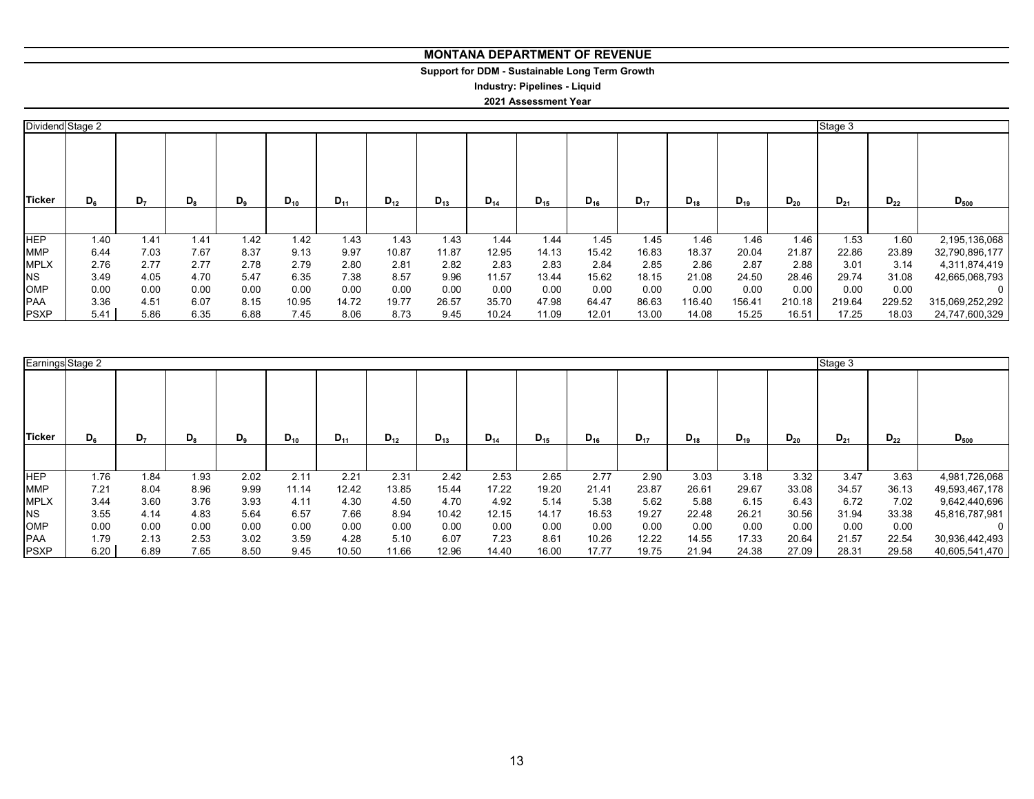# MONTANA DEPARTMENT OF REVENUE

**Support for DDM - Sustainable Long Term Growth**

**Industry: Pipelines - Liquid**

**2021 Assessment Year**

| Dividend | Stage 2 | | | | | | | | | | | | | | | Stage 3 | | |
|---|---|---|---|---|---|---|---|---|---|---|---|---|---|---|---|---|---|---|
| **Ticker** | $D_6$ | $D_7$ | $D_8$ | $D_9$ | $D_{10}$ | $D_{11}$ | $D_{12}$ | $D_{13}$ | $D_{14}$ | $D_{15}$ | $D_{16}$ | $D_{17}$ | $D_{18}$ | $D_{19}$ | $D_{20}$ | $D_{21}$ | $D_{22}$ | $D_{500}$ |
| HEP | 1.40 | 1.41 | 1.41 | 1.42 | 1.42 | 1.43 | 1.43 | 1.43 | 1.44 | 1.44 | 1.45 | 1.45 | 1.46 | 1.46 | 1.46 | 1.53 | 1.60 | 2,195,136,068 |
| MMP | 6.44 | 7.03 | 7.67 | 8.37 | 9.13 | 9.97 | 10.87 | 11.87 | 12.95 | 14.13 | 15.42 | 16.83 | 18.37 | 20.04 | 21.87 | 22.86 | 23.89 | 32,790,896,177 |
| MPLX | 2.76 | 2.77 | 2.77 | 2.78 | 2.79 | 2.80 | 2.81 | 2.82 | 2.83 | 2.83 | 2.84 | 2.85 | 2.86 | 2.87 | 2.88 | 3.01 | 3.14 | 4,311,874,419 |
| NS | 3.49 | 4.05 | 4.70 | 5.47 | 6.35 | 7.38 | 8.57 | 9.96 | 11.57 | 13.44 | 15.62 | 18.15 | 21.08 | 24.50 | 28.46 | 29.74 | 31.08 | 42,665,068,793 |
| OMP | 0.00 | 0.00 | 0.00 | 0.00 | 0.00 | 0.00 | 0.00 | 0.00 | 0.00 | 0.00 | 0.00 | 0.00 | 0.00 | 0.00 | 0.00 | 0.00 | 0.00 | 0 |
| PAA | 3.36 | 4.51 | 6.07 | 8.15 | 10.95 | 14.72 | 19.77 | 26.57 | 35.70 | 47.98 | 64.47 | 86.63 | 116.40 | 156.41 | 210.18 | 219.64 | 229.52 | 315,069,252,292 |
| PSXP | 5.41 | 5.86 | 6.35 | 6.88 | 7.45 | 8.06 | 8.73 | 9.45 | 10.24 | 11.09 | 12.01 | 13.00 | 14.08 | 15.25 | 16.51 | 17.25 | 18.03 | 24,747,600,329 |

| Earnings | Stage 2 | | | | | | | | | | | | | | | Stage 3 | | |
|---|---|---|---|---|---|---|---|---|---|---|---|---|---|---|---|---|---|---|
| **Ticker** | $D_6$ | $D_7$ | $D_8$ | $D_9$ | $D_{10}$ | $D_{11}$ | $D_{12}$ | $D_{13}$ | $D_{14}$ | $D_{15}$ | $D_{16}$ | $D_{17}$ | $D_{18}$ | $D_{19}$ | $D_{20}$ | $D_{21}$ | $D_{22}$ | $D_{500}$ |
| HEP | 1.76 | 1.84 | 1.93 | 2.02 | 2.11 | 2.21 | 2.31 | 2.42 | 2.53 | 2.65 | 2.77 | 2.90 | 3.03 | 3.18 | 3.32 | 3.47 | 3.63 | 4,981,726,068 |
| MMP | 7.21 | 8.04 | 8.96 | 9.99 | 11.14 | 12.42 | 13.85 | 15.44 | 17.22 | 19.20 | 21.41 | 23.87 | 26.61 | 29.67 | 33.08 | 34.57 | 36.13 | 49,593,467,178 |
| MPLX | 3.44 | 3.60 | 3.76 | 3.93 | 4.11 | 4.30 | 4.50 | 4.70 | 4.92 | 5.14 | 5.38 | 5.62 | 5.88 | 6.15 | 6.43 | 6.72 | 7.02 | 9,642,440,696 |
| NS | 3.55 | 4.14 | 4.83 | 5.64 | 6.57 | 7.66 | 8.94 | 10.42 | 12.15 | 14.17 | 16.53 | 19.27 | 22.48 | 26.21 | 30.56 | 31.94 | 33.38 | 45,816,787,981 |
| OMP | 0.00 | 0.00 | 0.00 | 0.00 | 0.00 | 0.00 | 0.00 | 0.00 | 0.00 | 0.00 | 0.00 | 0.00 | 0.00 | 0.00 | 0.00 | 0.00 | 0.00 | 0 |
| PAA | 1.79 | 2.13 | 2.53 | 3.02 | 3.59 | 4.28 | 5.10 | 6.07 | 7.23 | 8.61 | 10.26 | 12.22 | 14.55 | 17.33 | 20.64 | 21.57 | 22.54 | 30,936,442,493 |
| PSXP | 6.20 | 6.89 | 7.65 | 8.50 | 9.45 | 10.50 | 11.66 | 12.96 | 14.40 | 16.00 | 17.77 | 19.75 | 21.94 | 24.38 | 27.09 | 28.31 | 29.58 | 40,605,541,470 |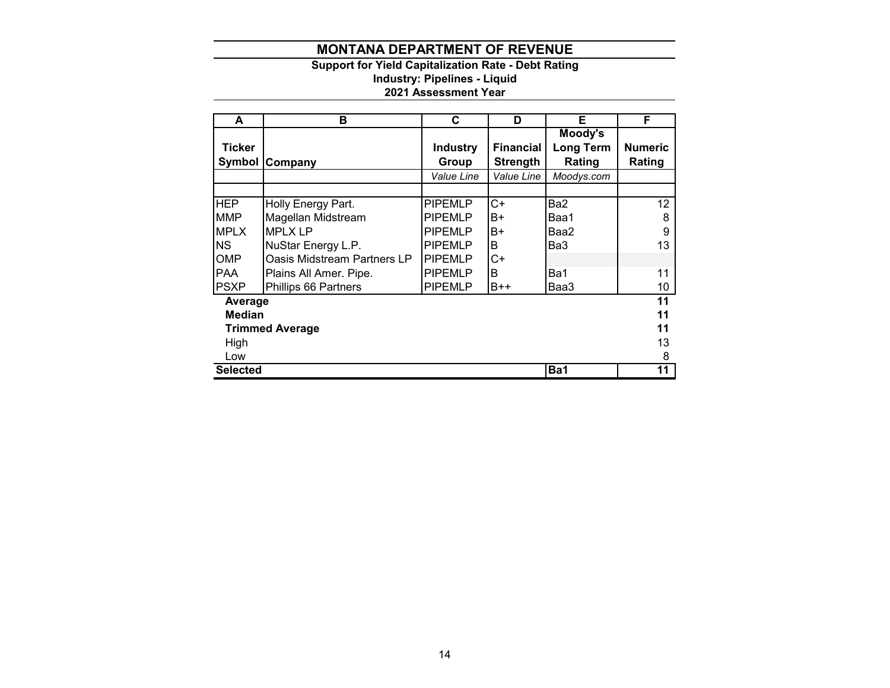# MONTANA DEPARTMENT OF REVENUE

**Support for Yield Capitalization Rate - Debt Rating**
**Industry: Pipelines - Liquid**
**2021 Assessment Year**

| A | B | C | D | E | F |
|---|---|---|---|---|---|
| **Ticker Symbol** | **Company** | **Industry Group** | **Financial Strength** | **Moody's Long Term Rating** | **Numeric Rating** |
| | | *Value Line* | *Value Line* | *Moodys.com* | |
| | | | | | |
| HEP | Holly Energy Part. | PIPEMLP | C+ | Ba2 | 12 |
| MMP | Magellan Midstream | PIPEMLP | B+ | Baa1 | 8 |
| MPLX | MPLX LP | PIPEMLP | B+ | Baa2 | 9 |
| NS | NuStar Energy L.P. | PIPEMLP | B | Ba3 | 13 |
| OMP | Oasis Midstream Partners LP | PIPEMLP | C+ | | |
| PAA | Plains All Amer. Pipe. | PIPEMLP | B | Ba1 | 11 |
| PSXP | Phillips 66 Partners | PIPEMLP | B++ | Baa3 | 10 |
| **Average** | | | | | **11** |
| **Median** | | | | | **11** |
| **Trimmed Average** | | | | | **11** |
| High | | | | | 13 |
| Low | | | | | 8 |
| **Selected** | | | | **Ba1** | **11** |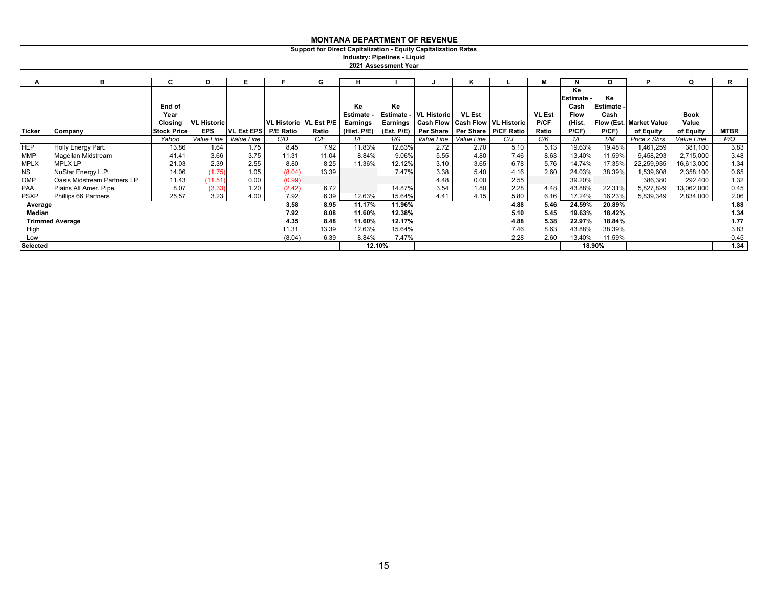# MONTANA DEPARTMENT OF REVENUE

**Support for Direct Capitalization - Equity Capitalization Rates**
**Industry: Pipelines - Liquid**
**2021 Assessment Year**

| A | B | C | D | E | F | G | H | I | J | K | L | M | N | O | P | Q | R |
|---|---|---|---|---|---|---|---|---|---|---|---|---|---|---|---|---|---|
| Ticker | Company | End of Year Closing Stock Price | VL Historic EPS | VL Est EPS | VL Historic P/E Ratio | VL Est P/E Ratio | Ke Estimate - Earnings (Hist. P/E) | Ke Estimate - Earnings (Est. P/E) | VL Historic Cash Flow Per Share | VL Est Cash Flow Per Share | VL Historic P/CF Ratio | VL Est P/CF Ratio | Ke Estimate - Cash Flow (Hist. P/CF) | Ke Estimate - Cash Flow (Est. P/CF) | Market Value of Equity | Book Value of Equity | MTBR |
| | | Yahoo | Value Line | Value Line | C/D | C/E | 1/F | 1/G | Value Line | Value Line | C/J | C/K | 1/L | 1/M | Price x Shrs | Value Line | P/Q |
| HEP | Holly Energy Part. | 13.86 | 1.64 | 1.75 | 8.45 | 7.92 | 11.83% | 12.63% | 2.72 | 2.70 | 5.10 | 5.13 | 19.63% | 19.48% | 1,461,259 | 381,100 | 3.83 |
| MMP | Magellan Midstream | 41.41 | 3.66 | 3.75 | 11.31 | 11.04 | 8.84% | 9.06% | 5.55 | 4.80 | 7.46 | 8.63 | 13.40% | 11.59% | 9,458,293 | 2,715,000 | 3.48 |
| MPLX | MPLX LP | 21.03 | 2.39 | 2.55 | 8.80 | 8.25 | 11.36% | 12.12% | 3.10 | 3.65 | 6.78 | 5.76 | 14.74% | 17.35% | 22,259,935 | 16,613,000 | 1.34 |
| NS | NuStar Energy L.P. | 14.06 | (1.75) | 1.05 | (8.04) | 13.39 | | 7.47% | 3.38 | 5.40 | 4.16 | 2.60 | 24.03% | 38.39% | 1,539,608 | 2,358,100 | 0.65 |
| OMP | Oasis Midstream Partners LP | 11.43 | (11.51) | 0.00 | (0.99) | | | | 4.48 | 0.00 | 2.55 | | 39.20% | | 386,380 | 292,400 | 1.32 |
| PAA | Plains All Amer. Pipe. | 8.07 | (3.33) | 1.20 | (2.42) | 6.72 | | 14.87% | 3.54 | 1.80 | 2.28 | 4.48 | 43.88% | 22.31% | 5,827,829 | 13,062,000 | 0.45 |
| PSXP | Phillips 66 Partners | 25.57 | 3.23 | 4.00 | 7.92 | 6.39 | 12.63% | 15.64% | 4.41 | 4.15 | 5.80 | 6.16 | 17.24% | 16.23% | 5,839,349 | 2,834,000 | 2.06 |
| **Average** | | | | | **3.58** | **8.95** | **11.17%** | **11.96%** | | | **4.88** | **5.46** | **24.59%** | **20.89%** | | | **1.88** |
| **Median** | | | | | **7.92** | **8.08** | **11.60%** | **12.38%** | | | **5.10** | **5.45** | **19.63%** | **18.42%** | | | **1.34** |
| **Trimmed Average** | | | | | **4.35** | **8.48** | **11.60%** | **12.17%** | | | **4.88** | **5.38** | **22.97%** | **18.84%** | | | **1.77** |
| High | | | | | 11.31 | 13.39 | 12.63% | 15.64% | | | 7.46 | 8.63 | 43.88% | 38.39% | | | 3.83 |
| Low | | | | | (8.04) | 6.39 | 8.84% | 7.47% | | | 2.28 | 2.60 | 13.40% | 11.59% | | | 0.45 |
| **Selected** | | | | | | | **12.10%** | | | | | | **18.90%** | | | | **1.34** |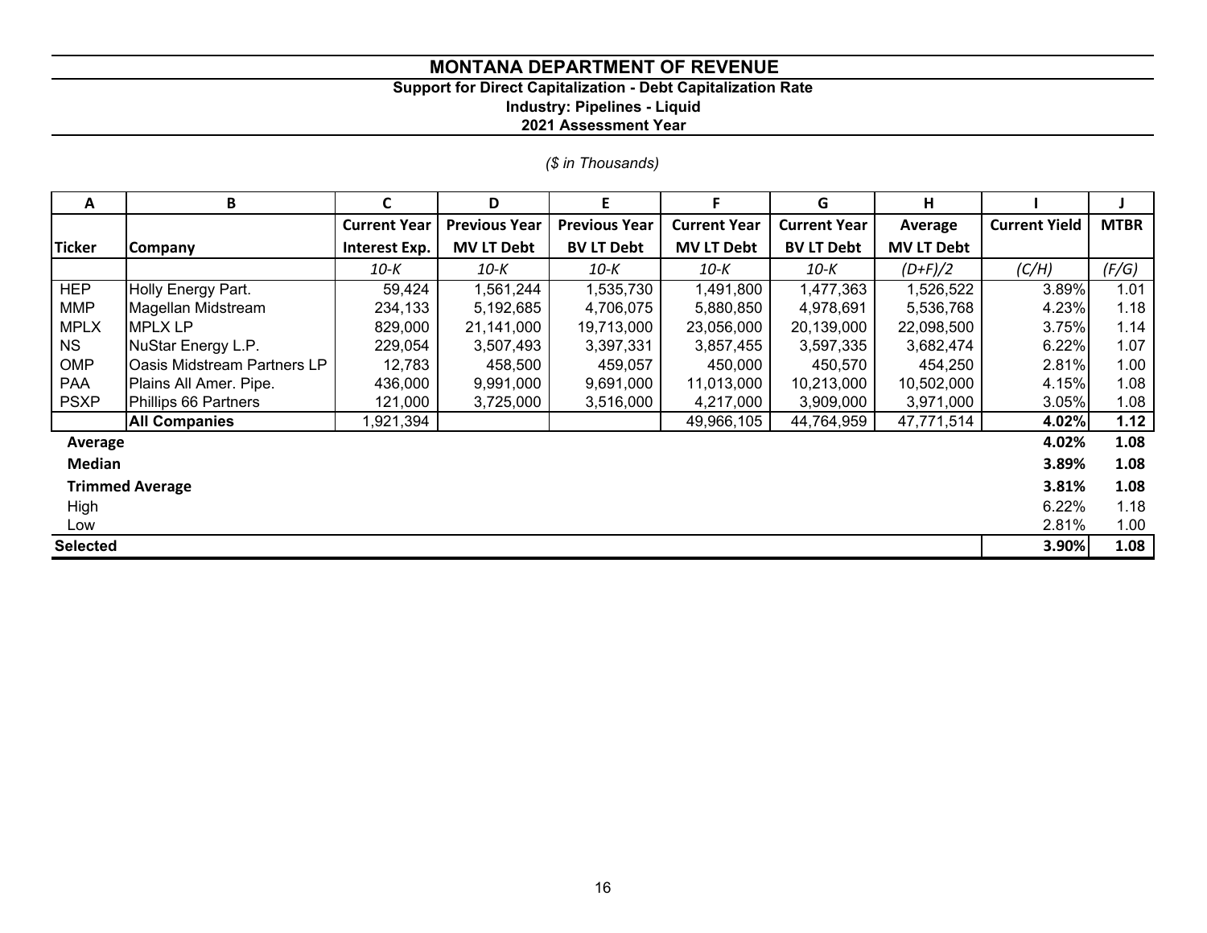# MONTANA DEPARTMENT OF REVENUE

**Support for Direct Capitalization - Debt Capitalization Rate**
**Industry: Pipelines - Liquid**
**2021 Assessment Year**

*($ in Thousands)*

| A | B | C | D | E | F | G | H | I | J |
|---|---|---|---|---|---|---|---|---|---|
| **Ticker** | **Company** | **Current Year Interest Exp.** | **Previous Year MV LT Debt** | **Previous Year BV LT Debt** | **Current Year MV LT Debt** | **Current Year BV LT Debt** | **Average MV LT Debt** | **Current Yield** | **MTBR** |
| | | *10-K* | *10-K* | *10-K* | *10-K* | *10-K* | *(D+F)/2* | *(C/H)* | *(F/G)* |
| HEP | Holly Energy Part. | 59,424 | 1,561,244 | 1,535,730 | 1,491,800 | 1,477,363 | 1,526,522 | 3.89% | 1.01 |
| MMP | Magellan Midstream | 234,133 | 5,192,685 | 4,706,075 | 5,880,850 | 4,978,691 | 5,536,768 | 4.23% | 1.18 |
| MPLX | MPLX LP | 829,000 | 21,141,000 | 19,713,000 | 23,056,000 | 20,139,000 | 22,098,500 | 3.75% | 1.14 |
| NS | NuStar Energy L.P. | 229,054 | 3,507,493 | 3,397,331 | 3,857,455 | 3,597,335 | 3,682,474 | 6.22% | 1.07 |
| OMP | Oasis Midstream Partners LP | 12,783 | 458,500 | 459,057 | 450,000 | 450,570 | 454,250 | 2.81% | 1.00 |
| PAA | Plains All Amer. Pipe. | 436,000 | 9,991,000 | 9,691,000 | 11,013,000 | 10,213,000 | 10,502,000 | 4.15% | 1.08 |
| PSXP | Phillips 66 Partners | 121,000 | 3,725,000 | 3,516,000 | 4,217,000 | 3,909,000 | 3,971,000 | 3.05% | 1.08 |
| | **All Companies** | 1,921,394 | | | 49,966,105 | 44,764,959 | 47,771,514 | **4.02%** | **1.12** |
| **Average** | | | | | | | | **4.02%** | **1.08** |
| **Median** | | | | | | | | **3.89%** | **1.08** |
| **Trimmed Average** | | | | | | | | **3.81%** | **1.08** |
| High | | | | | | | | 6.22% | 1.18 |
| Low | | | | | | | | 2.81% | 1.00 |
| **Selected** | | | | | | | | **3.90%** | **1.08** |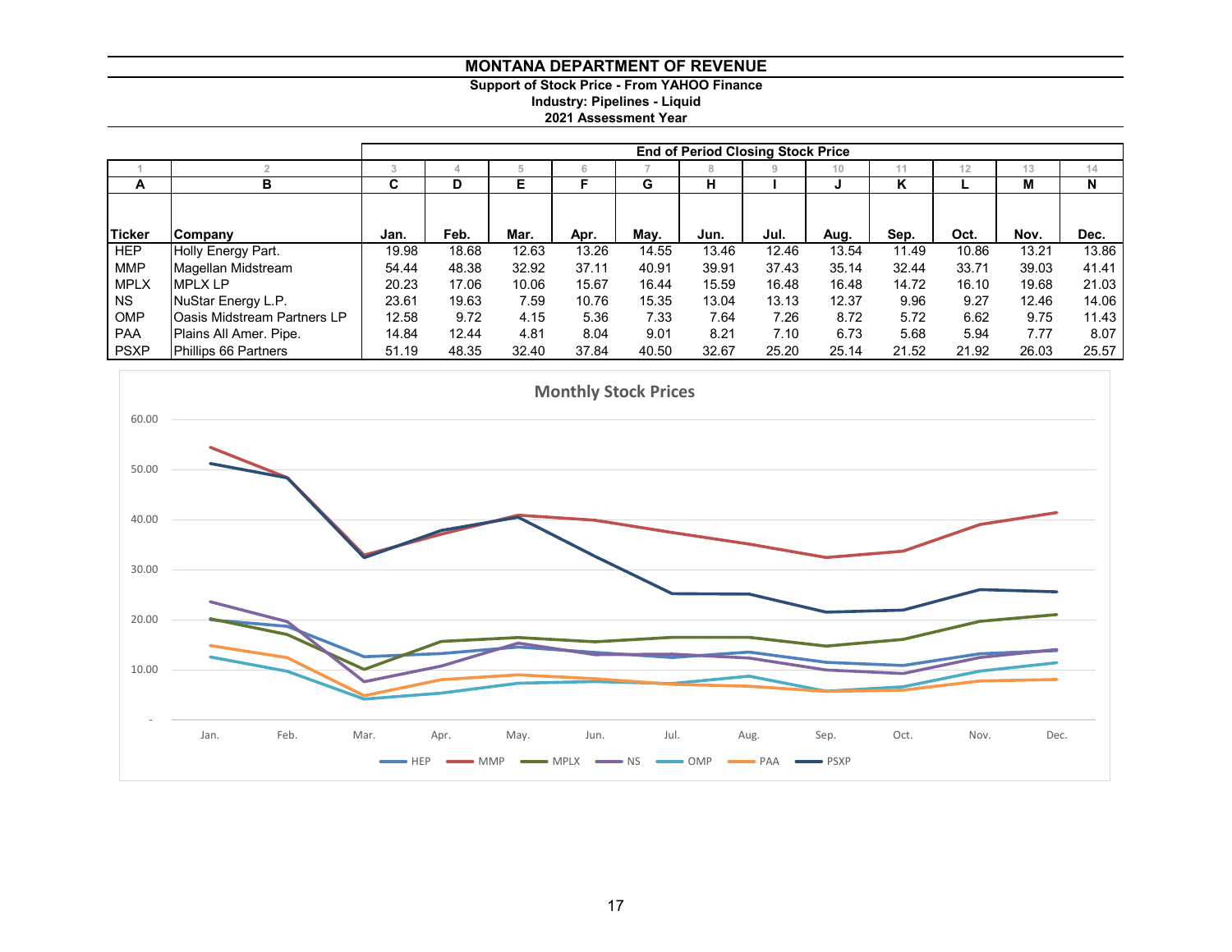# MONTANA DEPARTMENT OF REVENUE

**Support of Stock Price - From YAHOO Finance**
**Industry: Pipelines - Liquid**
**2021 Assessment Year**

| | | End of Period Closing Stock Price | | | | | | | | | | | |
|---|---|---|---|---|---|---|---|---|---|---|---|---|---|
| 1 | 2 | 3 | 4 | 5 | 6 | 7 | 8 | 9 | 10 | 11 | 12 | 13 | 14 |
| A | B | C | D | E | F | G | H | I | J | K | L | M | N |
| Ticker | Company | Jan. | Feb. | Mar. | Apr. | May. | Jun. | Jul. | Aug. | Sep. | Oct. | Nov. | Dec. |
| HEP | Holly Energy Part. | 19.98 | 18.68 | 12.63 | 13.26 | 14.55 | 13.46 | 12.46 | 13.54 | 11.49 | 10.86 | 13.21 | 13.86 |
| MMP | Magellan Midstream | 54.44 | 48.38 | 32.92 | 37.11 | 40.91 | 39.91 | 37.43 | 35.14 | 32.44 | 33.71 | 39.03 | 41.41 |
| MPLX | MPLX LP | 20.23 | 17.06 | 10.06 | 15.67 | 16.44 | 15.59 | 16.48 | 16.48 | 14.72 | 16.10 | 19.68 | 21.03 |
| NS | NuStar Energy L.P. | 23.61 | 19.63 | 7.59 | 10.76 | 15.35 | 13.04 | 13.13 | 12.37 | 9.96 | 9.27 | 12.46 | 14.06 |
| OMP | Oasis Midstream Partners LP | 12.58 | 9.72 | 4.15 | 5.36 | 7.33 | 7.64 | 7.26 | 8.72 | 5.72 | 6.62 | 9.75 | 11.43 |
| PAA | Plains All Amer. Pipe. | 14.84 | 12.44 | 4.81 | 8.04 | 9.01 | 8.21 | 7.10 | 6.73 | 5.68 | 5.94 | 7.77 | 8.07 |
| PSXP | Phillips 66 Partners | 51.19 | 48.35 | 32.40 | 37.84 | 40.50 | 32.67 | 25.20 | 25.14 | 21.52 | 21.92 | 26.03 | 25.57 |

**Monthly Stock Prices**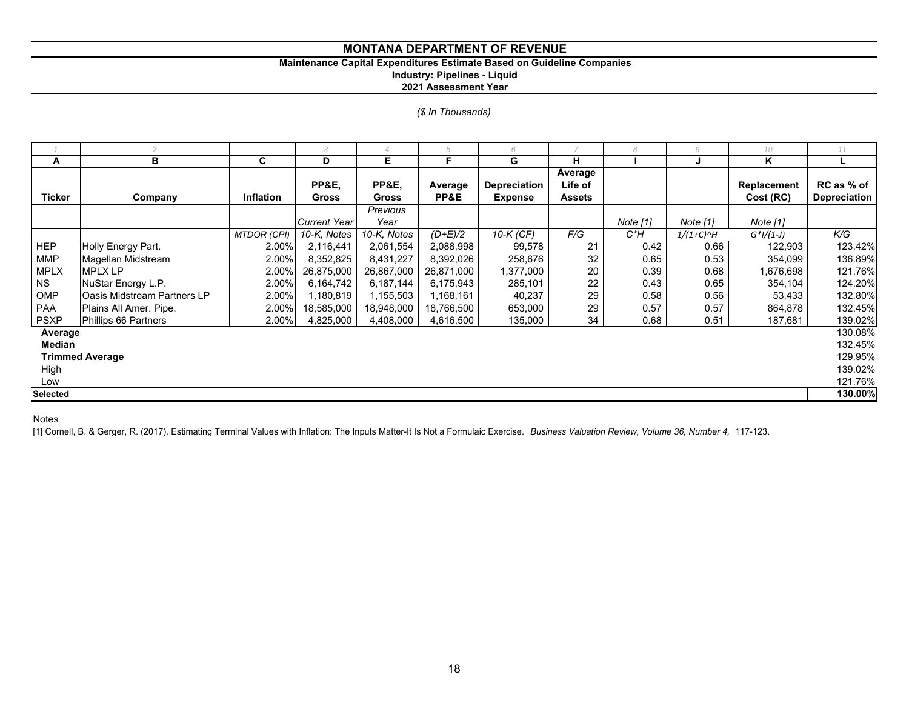# MONTANA DEPARTMENT OF REVENUE

**Maintenance Capital Expenditures Estimate Based on Guideline Companies**

**Industry: Pipelines - Liquid**

**2021 Assessment Year**

*($ In Thousands)*

| *1* | *2* | | *3* | *4* | *5* | *6* | *7* | *8* | *9* | *10* | *11* |
|---|---|---|---|---|---|---|---|---|---|---|---|
| **A** | **B** | **C** | **D** | **E** | **F** | **G** | **H** | **I** | **J** | **K** | **L** |
| **Ticker** | **Company** | **Inflation** | **PP&E, Gross** | **PP&E, Gross** | **Average PP&E** | **Depreciation Expense** | **Average Life of Assets** | | | **Replacement Cost (RC)** | **RC as % of Depreciation** |
| | | | *Current Year* | *Previous Year* | | | | *Note [1]* | *Note [1]* | *Note [1]* | |
| | | *MTDOR (CPI)* | *10-K, Notes* | *10-K, Notes* | *(D+E)/2* | *10-K (CF)* | *F/G* | *C\*H* | *1/(1+C)^H* | *G\*I/(1-J)* | *K/G* |
| HEP | Holly Energy Part. | 2.00% | 2,116,441 | 2,061,554 | 2,088,998 | 99,578 | 21 | 0.42 | 0.66 | 122,903 | 123.42% |
| MMP | Magellan Midstream | 2.00% | 8,352,825 | 8,431,227 | 8,392,026 | 258,676 | 32 | 0.65 | 0.53 | 354,099 | 136.89% |
| MPLX | MPLX LP | 2.00% | 26,875,000 | 26,867,000 | 26,871,000 | 1,377,000 | 20 | 0.39 | 0.68 | 1,676,698 | 121.76% |
| NS | NuStar Energy L.P. | 2.00% | 6,164,742 | 6,187,144 | 6,175,943 | 285,101 | 22 | 0.43 | 0.65 | 354,104 | 124.20% |
| OMP | Oasis Midstream Partners LP | 2.00% | 1,180,819 | 1,155,503 | 1,168,161 | 40,237 | 29 | 0.58 | 0.56 | 53,433 | 132.80% |
| PAA | Plains All Amer. Pipe. | 2.00% | 18,585,000 | 18,948,000 | 18,766,500 | 653,000 | 29 | 0.57 | 0.57 | 864,878 | 132.45% |
| PSXP | Phillips 66 Partners | 2.00% | 4,825,000 | 4,408,000 | 4,616,500 | 135,000 | 34 | 0.68 | 0.51 | 187,681 | 139.02% |
| **Average** | | | | | | | | | | | 130.08% |
| **Median** | | | | | | | | | | | 132.45% |
| **Trimmed Average** | | | | | | | | | | | 129.95% |
| High | | | | | | | | | | | 139.02% |
| Low | | | | | | | | | | | 121.76% |
| **Selected** | | | | | | | | | | | **130.00%** |

Notes

[1] Cornell, B. & Gerger, R. (2017). Estimating Terminal Values with Inflation: The Inputs Matter-It Is Not a Formulaic Exercise. *Business Valuation Review, Volume 36, Number 4,* 117-123.